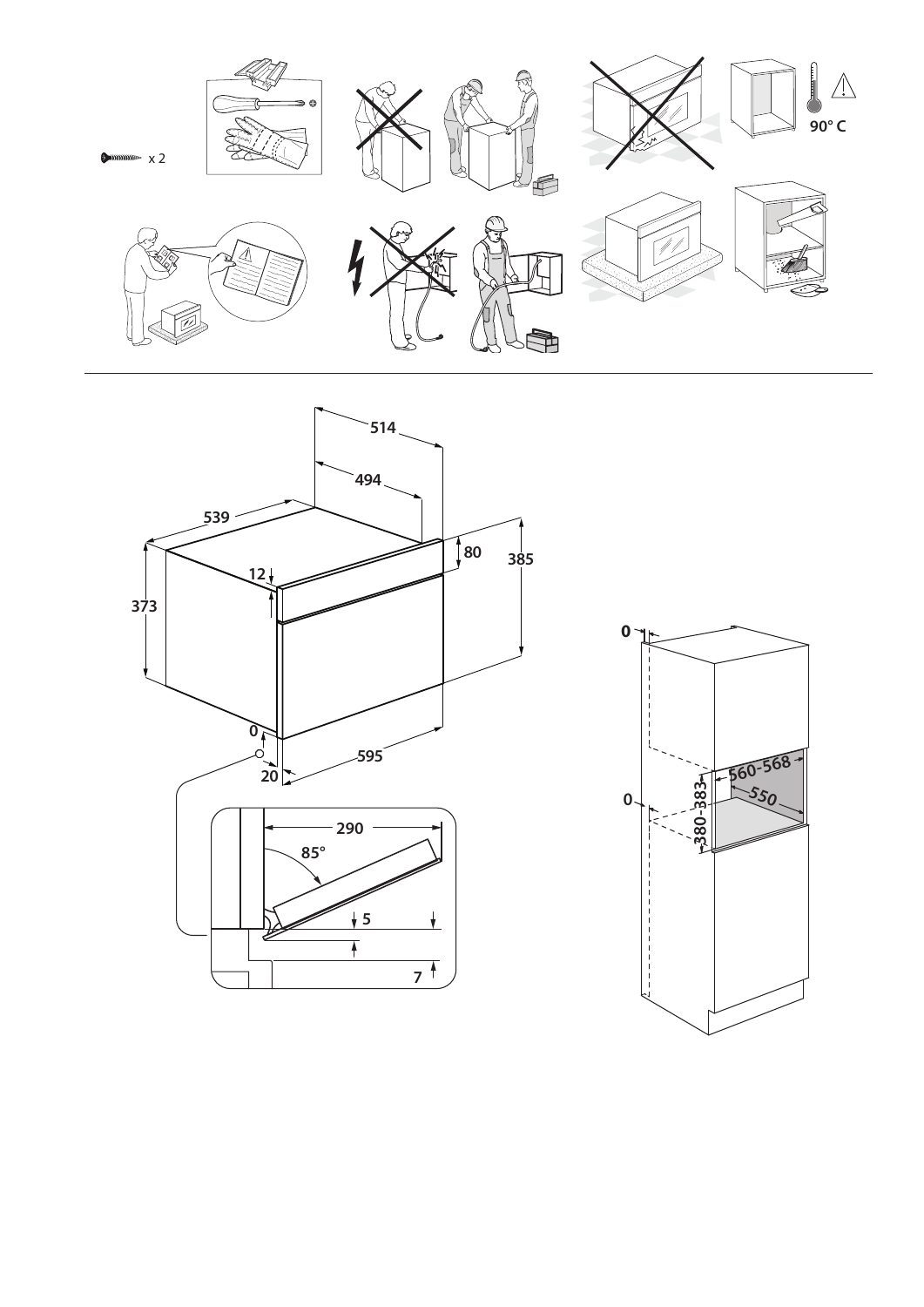x 2

90° C

514

494

539

80

385

12

373

0

20

595

290

85°

5

7

0

0

560-568

550

380-383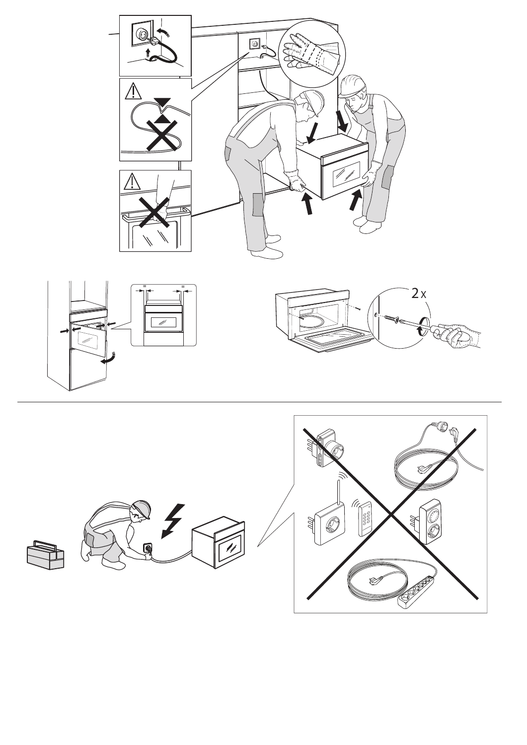2 x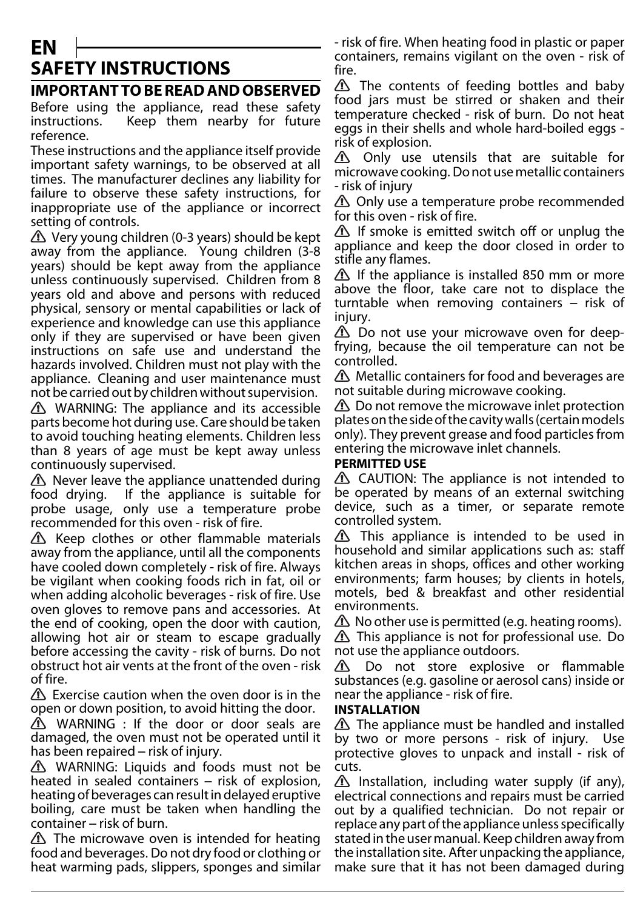# EN

# SAFETY INSTRUCTIONS

## IMPORTANT TO BE READ AND OBSERVED

Before using the appliance, read these safety instructions. Keep them nearby for future reference.

These instructions and the appliance itself provide important safety warnings, to be observed at all times. The manufacturer declines any liability for failure to observe these safety instructions, for inappropriate use of the appliance or incorrect setting of controls.

⚠ Very young children (0-3 years) should be kept away from the appliance. Young children (3-8 years) should be kept away from the appliance unless continuously supervised. Children from 8 years old and above and persons with reduced physical, sensory or mental capabilities or lack of experience and knowledge can use this appliance only if they are supervised or have been given instructions on safe use and understand the hazards involved. Children must not play with the appliance. Cleaning and user maintenance must not be carried out by children without supervision.

⚠ WARNING: The appliance and its accessible parts become hot during use. Care should be taken to avoid touching heating elements. Children less than 8 years of age must be kept away unless continuously supervised.

⚠ Never leave the appliance unattended during food drying. If the appliance is suitable for probe usage, only use a temperature probe recommended for this oven - risk of fire.

⚠ Keep clothes or other flammable materials away from the appliance, until all the components have cooled down completely - risk of fire. Always be vigilant when cooking foods rich in fat, oil or when adding alcoholic beverages - risk of fire. Use oven gloves to remove pans and accessories. At the end of cooking, open the door with caution, allowing hot air or steam to escape gradually before accessing the cavity - risk of burns. Do not obstruct hot air vents at the front of the oven - risk of fire.

⚠ Exercise caution when the oven door is in the open or down position, to avoid hitting the door.

⚠ WARNING : If the door or door seals are damaged, the oven must not be operated until it has been repaired – risk of injury.

⚠ WARNING: Liquids and foods must not be heated in sealed containers – risk of explosion, heating of beverages can result in delayed eruptive boiling, care must be taken when handling the container – risk of burn.

⚠ The microwave oven is intended for heating food and beverages. Do not dry food or clothing or heat warming pads, slippers, sponges and similar - risk of fire. When heating food in plastic or paper containers, remains vigilant on the oven - risk of fire.

⚠ The contents of feeding bottles and baby food jars must be stirred or shaken and their temperature checked - risk of burn. Do not heat eggs in their shells and whole hard-boiled eggs - risk of explosion.

⚠ Only use utensils that are suitable for microwave cooking. Do not use metallic containers - risk of injury

⚠ Only use a temperature probe recommended for this oven - risk of fire.

⚠ If smoke is emitted switch off or unplug the appliance and keep the door closed in order to stifle any flames.

⚠ If the appliance is installed 850 mm or more above the floor, take care not to displace the turntable when removing containers – risk of injury.

⚠ Do not use your microwave oven for deep-frying, because the oil temperature can not be controlled.

⚠ Metallic containers for food and beverages are not suitable during microwave cooking.

⚠ Do not remove the microwave inlet protection plates on the side of the cavity walls (certain models only). They prevent grease and food particles from entering the microwave inlet channels.

**PERMITTED USE**

⚠ CAUTION: The appliance is not intended to be operated by means of an external switching device, such as a timer, or separate remote controlled system.

⚠ This appliance is intended to be used in household and similar applications such as: staff kitchen areas in shops, offices and other working environments; farm houses; by clients in hotels, motels, bed & breakfast and other residential environments.

⚠ No other use is permitted (e.g. heating rooms).

⚠ This appliance is not for professional use. Do not use the appliance outdoors.

⚠ Do not store explosive or flammable substances (e.g. gasoline or aerosol cans) inside or near the appliance - risk of fire.

**INSTALLATION**

⚠ The appliance must be handled and installed by two or more persons - risk of injury. Use protective gloves to unpack and install - risk of cuts.

⚠ Installation, including water supply (if any), electrical connections and repairs must be carried out by a qualified technician. Do not repair or replace any part of the appliance unless specifically stated in the user manual. Keep children away from the installation site. After unpacking the appliance, make sure that it has not been damaged during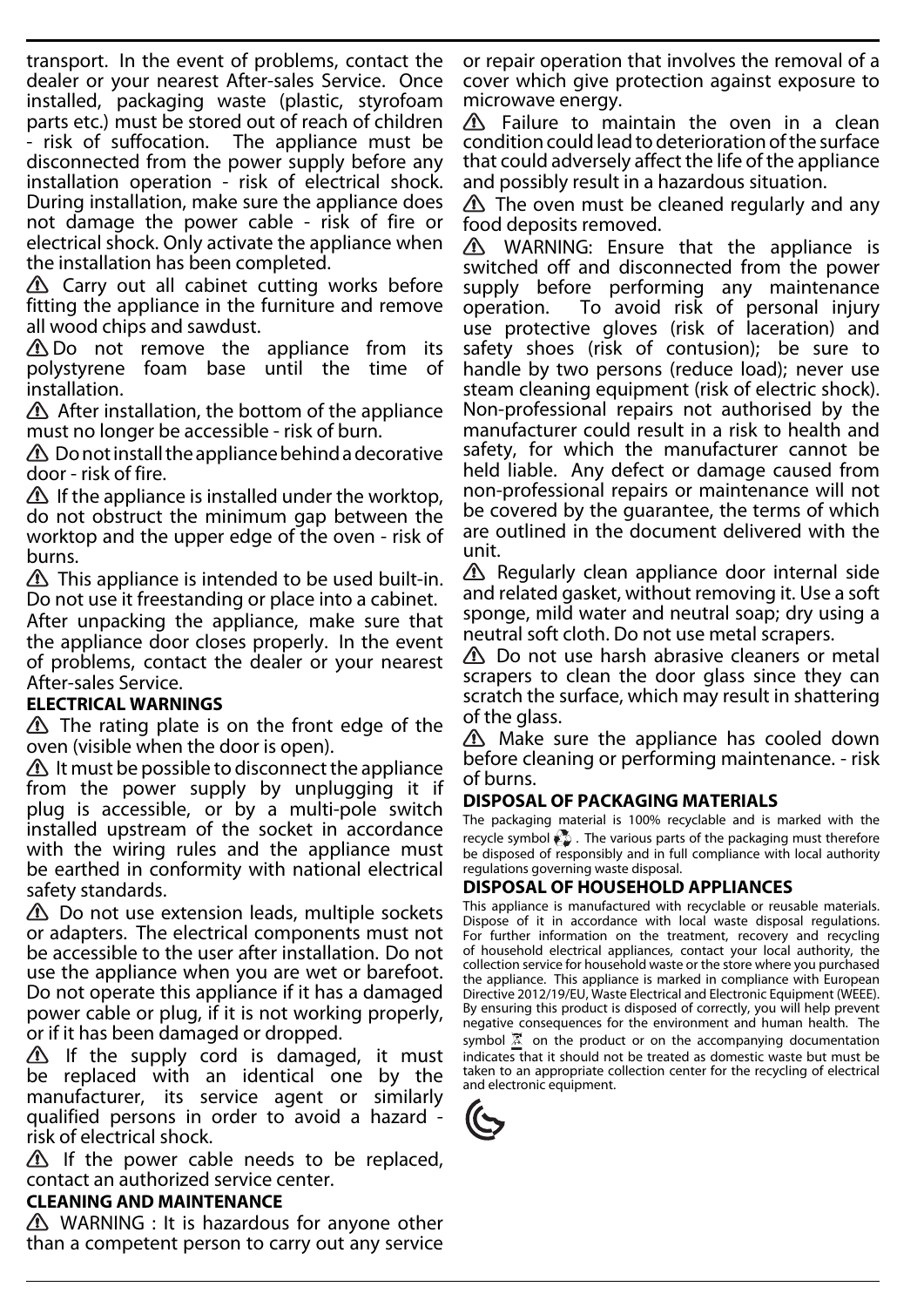transport. In the event of problems, contact the dealer or your nearest After-sales Service. Once installed, packaging waste (plastic, styrofoam parts etc.) must be stored out of reach of children - risk of suffocation. The appliance must be disconnected from the power supply before any installation operation - risk of electrical shock. During installation, make sure the appliance does not damage the power cable - risk of fire or electrical shock. Only activate the appliance when the installation has been completed.

⚠ Carry out all cabinet cutting works before fitting the appliance in the furniture and remove all wood chips and sawdust.

⚠ Do not remove the appliance from its polystyrene foam base until the time of installation.

⚠ After installation, the bottom of the appliance must no longer be accessible - risk of burn.

⚠ Do not install the appliance behind a decorative door - risk of fire.

⚠ If the appliance is installed under the worktop, do not obstruct the minimum gap between the worktop and the upper edge of the oven - risk of burns.

⚠ This appliance is intended to be used built-in. Do not use it freestanding or place into a cabinet.

After unpacking the appliance, make sure that the appliance door closes properly. In the event of problems, contact the dealer or your nearest After-sales Service.

**ELECTRICAL WARNINGS**

⚠ The rating plate is on the front edge of the oven (visible when the door is open).

⚠ It must be possible to disconnect the appliance from the power supply by unplugging it if plug is accessible, or by a multi-pole switch installed upstream of the socket in accordance with the wiring rules and the appliance must be earthed in conformity with national electrical safety standards.

⚠ Do not use extension leads, multiple sockets or adapters. The electrical components must not be accessible to the user after installation. Do not use the appliance when you are wet or barefoot. Do not operate this appliance if it has a damaged power cable or plug, if it is not working properly, or if it has been damaged or dropped.

⚠ If the supply cord is damaged, it must be replaced with an identical one by the manufacturer, its service agent or similarly qualified persons in order to avoid a hazard - risk of electrical shock.

⚠ If the power cable needs to be replaced, contact an authorized service center.

**CLEANING AND MAINTENANCE**

⚠ WARNING : It is hazardous for anyone other than a competent person to carry out any service or repair operation that involves the removal of a cover which give protection against exposure to microwave energy.

⚠ Failure to maintain the oven in a clean condition could lead to deterioration of the surface that could adversely affect the life of the appliance and possibly result in a hazardous situation.

⚠ The oven must be cleaned regularly and any food deposits removed.

⚠ WARNING: Ensure that the appliance is switched off and disconnected from the power supply before performing any maintenance operation. To avoid risk of personal injury use protective gloves (risk of laceration) and safety shoes (risk of contusion); be sure to handle by two persons (reduce load); never use steam cleaning equipment (risk of electric shock). Non-professional repairs not authorised by the manufacturer could result in a risk to health and safety, for which the manufacturer cannot be held liable. Any defect or damage caused from non-professional repairs or maintenance will not be covered by the guarantee, the terms of which are outlined in the document delivered with the unit.

⚠ Regularly clean appliance door internal side and related gasket, without removing it. Use a soft sponge, mild water and neutral soap; dry using a neutral soft cloth. Do not use metal scrapers.

⚠ Do not use harsh abrasive cleaners or metal scrapers to clean the door glass since they can scratch the surface, which may result in shattering of the glass.

⚠ Make sure the appliance has cooled down before cleaning or performing maintenance. - risk of burns.

**DISPOSAL OF PACKAGING MATERIALS**

The packaging material is 100% recyclable and is marked with the recycle symbol ♻. The various parts of the packaging must therefore be disposed of responsibly and in full compliance with local authority regulations governing waste disposal.

**DISPOSAL OF HOUSEHOLD APPLIANCES**

This appliance is manufactured with recyclable or reusable materials. Dispose of it in accordance with local waste disposal regulations. For further information on the treatment, recovery and recycling of household electrical appliances, contact your local authority, the collection service for household waste or the store where you purchased the appliance. This appliance is marked in compliance with European Directive 2012/19/EU, Waste Electrical and Electronic Equipment (WEEE). By ensuring this product is disposed of correctly, you will help prevent negative consequences for the environment and human health. The symbol on the product or on the accompanying documentation indicates that it should not be treated as domestic waste but must be taken to an appropriate collection center for the recycling of electrical and electronic equipment.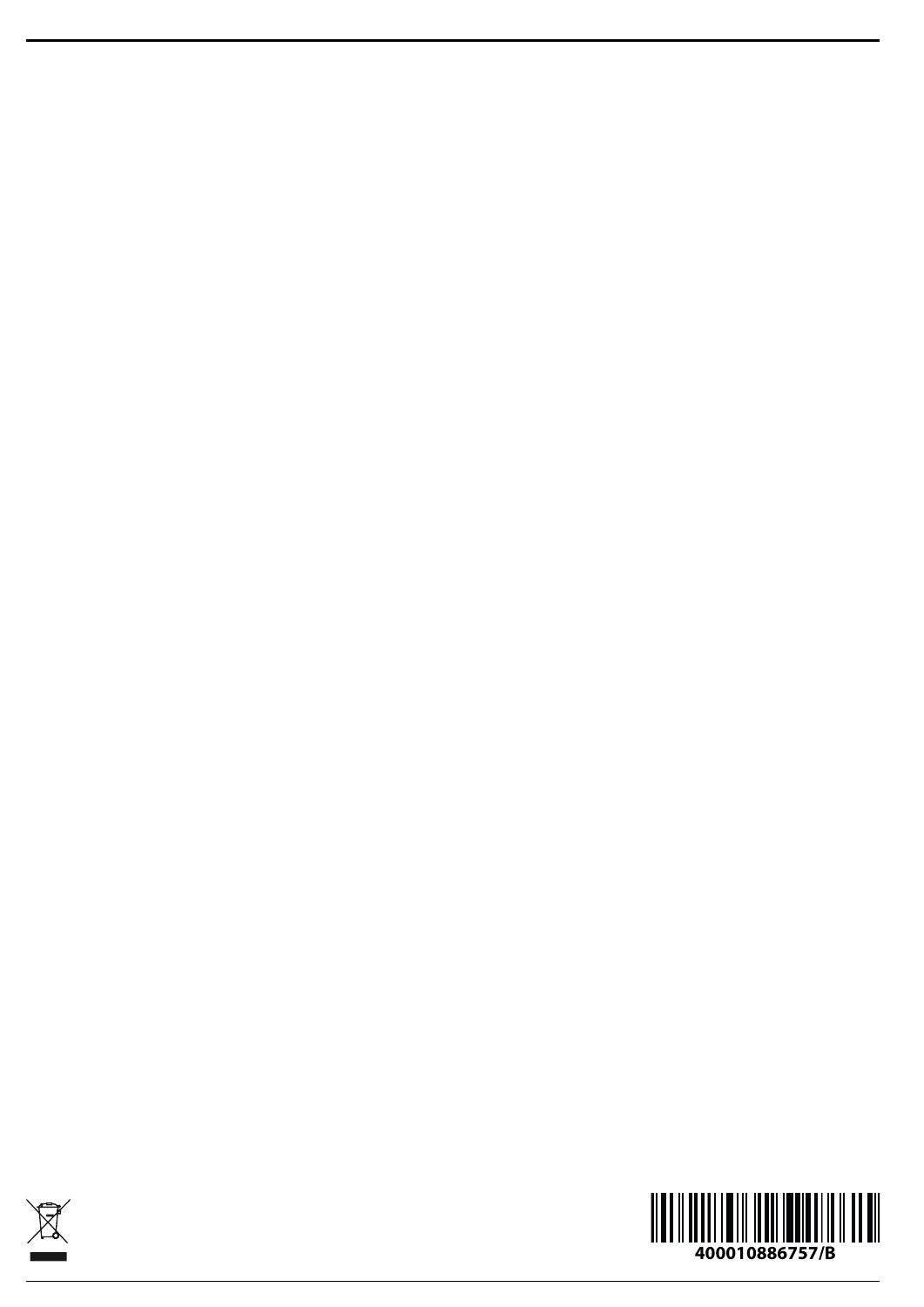400010886757/B